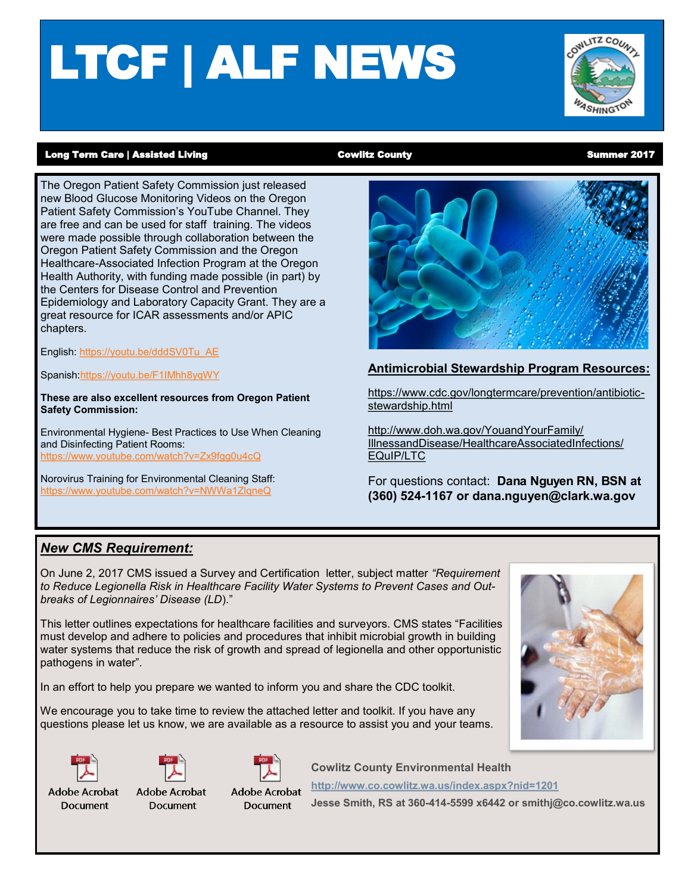# LTCF | ALF NEWS

**Long Term Care | Assisted Living** | **Cowlitz County** | **Summer 2017**

The Oregon Patient Safety Commission just released new Blood Glucose Monitoring Videos on the Oregon Patient Safety Commission's YouTube Channel. They are free and can be used for staff training. The videos were made possible through collaboration between the Oregon Patient Safety Commission and the Oregon Healthcare-Associated Infection Program at the Oregon Health Authority, with funding made possible (in part) by the Centers for Disease Control and Prevention Epidemiology and Laboratory Capacity Grant. They are a great resource for ICAR assessments and/or APIC chapters.

English: https://youtu.be/dddSV0Tu_AE

Spanish: https://youtu.be/F1IMhh8yqWY

**These are also excellent resources from Oregon Patient Safety Commission:**

Environmental Hygiene- Best Practices to Use When Cleaning and Disinfecting Patient Rooms: https://www.youtube.com/watch?v=Zx9fgg0u4cQ

Norovirus Training for Environmental Cleaning Staff: https://www.youtube.com/watch?v=NWWa1ZlqneQ

## Antimicrobial Stewardship Program Resources:

https://www.cdc.gov/longtermcare/prevention/antibiotic-stewardship.html

http://www.doh.wa.gov/YouandYourFamily/IllnessandDisease/HealthcareAssociatedInfections/EQuIP/LTC

For questions contact: **Dana Nguyen RN, BSN at (360) 524-1167 or dana.nguyen@clark.wa.gov**

## *New CMS Requirement:*

On June 2, 2017 CMS issued a Survey and Certification letter, subject matter *"Requirement to Reduce Legionella Risk in Healthcare Facility Water Systems to Prevent Cases and Outbreaks of Legionnaires' Disease (LD).*"

This letter outlines expectations for healthcare facilities and surveyors. CMS states "Facilities must develop and adhere to policies and procedures that inhibit microbial growth in building water systems that reduce the risk of growth and spread of legionella and other opportunistic pathogens in water".

In an effort to help you prepare we wanted to inform you and share the CDC toolkit.

We encourage you to take time to review the attached letter and toolkit. If you have any questions please let us know, we are available as a resource to assist you and your teams.

Adobe Acrobat Document | Adobe Acrobat Document | Adobe Acrobat Document

**Cowlitz County Environmental Health**

**http://www.co.cowlitz.wa.us/index.aspx?nid=1201**

**Jesse Smith, RS at 360-414-5599 x6442 or smithj@co.cowlitz.wa.us**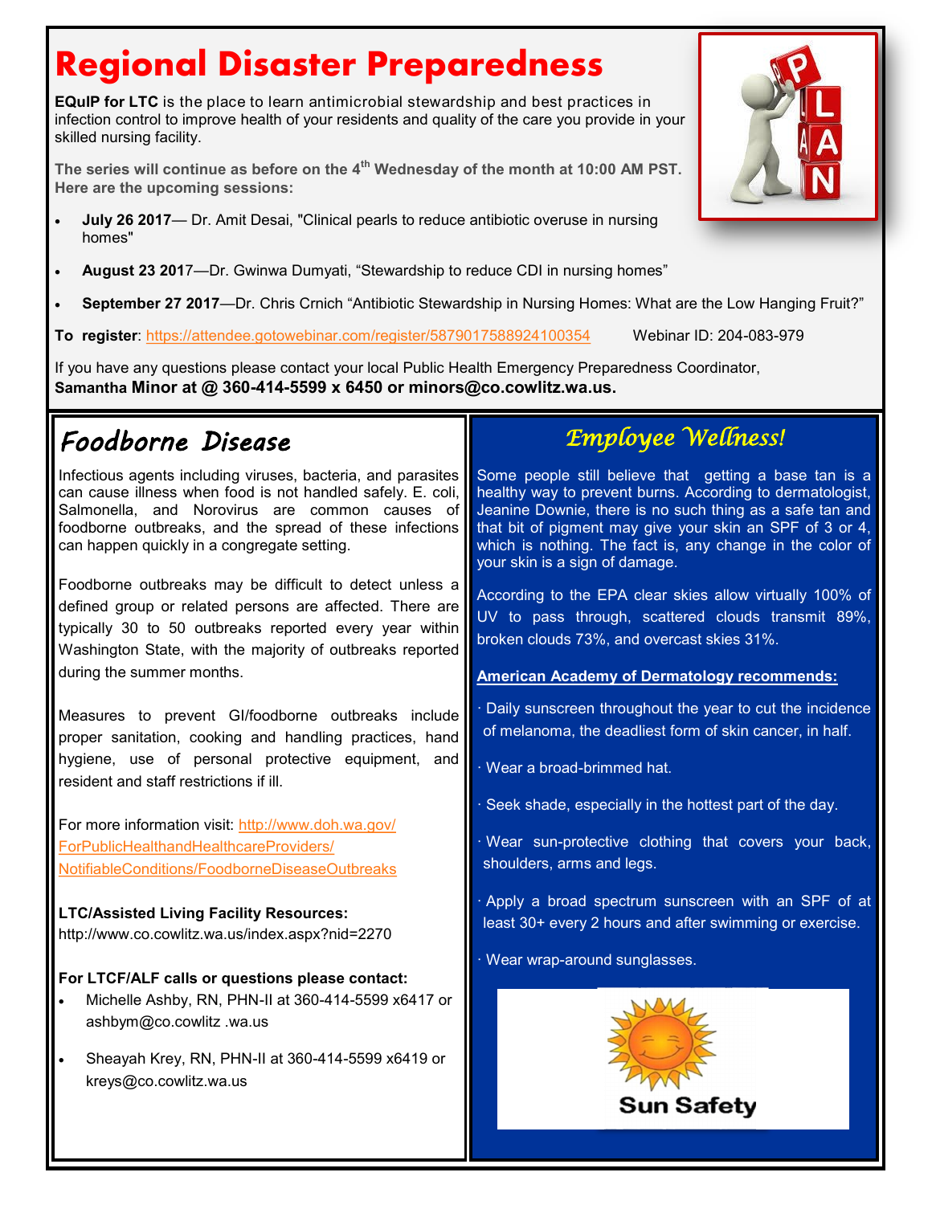# Regional Disaster Preparedness

**EQuIP for LTC** is the place to learn antimicrobial stewardship and best practices in infection control to improve health of your residents and quality of the care you provide in your skilled nursing facility.

**The series will continue as before on the 4th Wednesday of the month at 10:00 AM PST. Here are the upcoming sessions:**

- **July 26 2017**— Dr. Amit Desai, "Clinical pearls to reduce antibiotic overuse in nursing homes"
- **August 23 201**7—Dr. Gwinwa Dumyati, "Stewardship to reduce CDI in nursing homes"
- **September 27 2017**—Dr. Chris Crnich "Antibiotic Stewardship in Nursing Homes: What are the Low Hanging Fruit?"

**To register**: https://attendee.gotowebinar.com/register/5879017588924100354 Webinar ID: 204-083-979

If you have any questions please contact your local Public Health Emergency Preparedness Coordinator, **Samantha Minor at @ 360-414-5599 x 6450 or minors@co.cowlitz.wa.us.**

## *Foodborne Disease*

Infectious agents including viruses, bacteria, and parasites can cause illness when food is not handled safely. E. coli, Salmonella, and Norovirus are common causes of foodborne outbreaks, and the spread of these infections can happen quickly in a congregate setting.

Foodborne outbreaks may be difficult to detect unless a defined group or related persons are affected. There are typically 30 to 50 outbreaks reported every year within Washington State, with the majority of outbreaks reported during the summer months.

Measures to prevent GI/foodborne outbreaks include proper sanitation, cooking and handling practices, hand hygiene, use of personal protective equipment, and resident and staff restrictions if ill.

For more information visit: http://www.doh.wa.gov/ForPublicHealthandHealthcareProviders/NotifiableConditions/FoodborneDiseaseOutbreaks

**LTC/Assisted Living Facility Resources:**
http://www.co.cowlitz.wa.us/index.aspx?nid=2270

**For LTCF/ALF calls or questions please contact:**

- Michelle Ashby, RN, PHN-II at 360-414-5599 x6417 or ashbym@co.cowlitz .wa.us
- Sheayah Krey, RN, PHN-II at 360-414-5599 x6419 or kreys@co.cowlitz.wa.us

## *Employee Wellness!*

Some people still believe that getting a base tan is a healthy way to prevent burns. According to dermatologist, Jeanine Downie, there is no such thing as a safe tan and that bit of pigment may give your skin an SPF of 3 or 4, which is nothing. The fact is, any change in the color of your skin is a sign of damage.

According to the EPA clear skies allow virtually 100% of UV to pass through, scattered clouds transmit 89%, broken clouds 73%, and overcast skies 31%.

**American Academy of Dermatology recommends:**

· Daily sunscreen throughout the year to cut the incidence of melanoma, the deadliest form of skin cancer, in half.

· Wear a broad-brimmed hat.

· Seek shade, especially in the hottest part of the day.

· Wear sun-protective clothing that covers your back, shoulders, arms and legs.

· Apply a broad spectrum sunscreen with an SPF of at least 30+ every 2 hours and after swimming or exercise.

· Wear wrap-around sunglasses.

Sun Safety